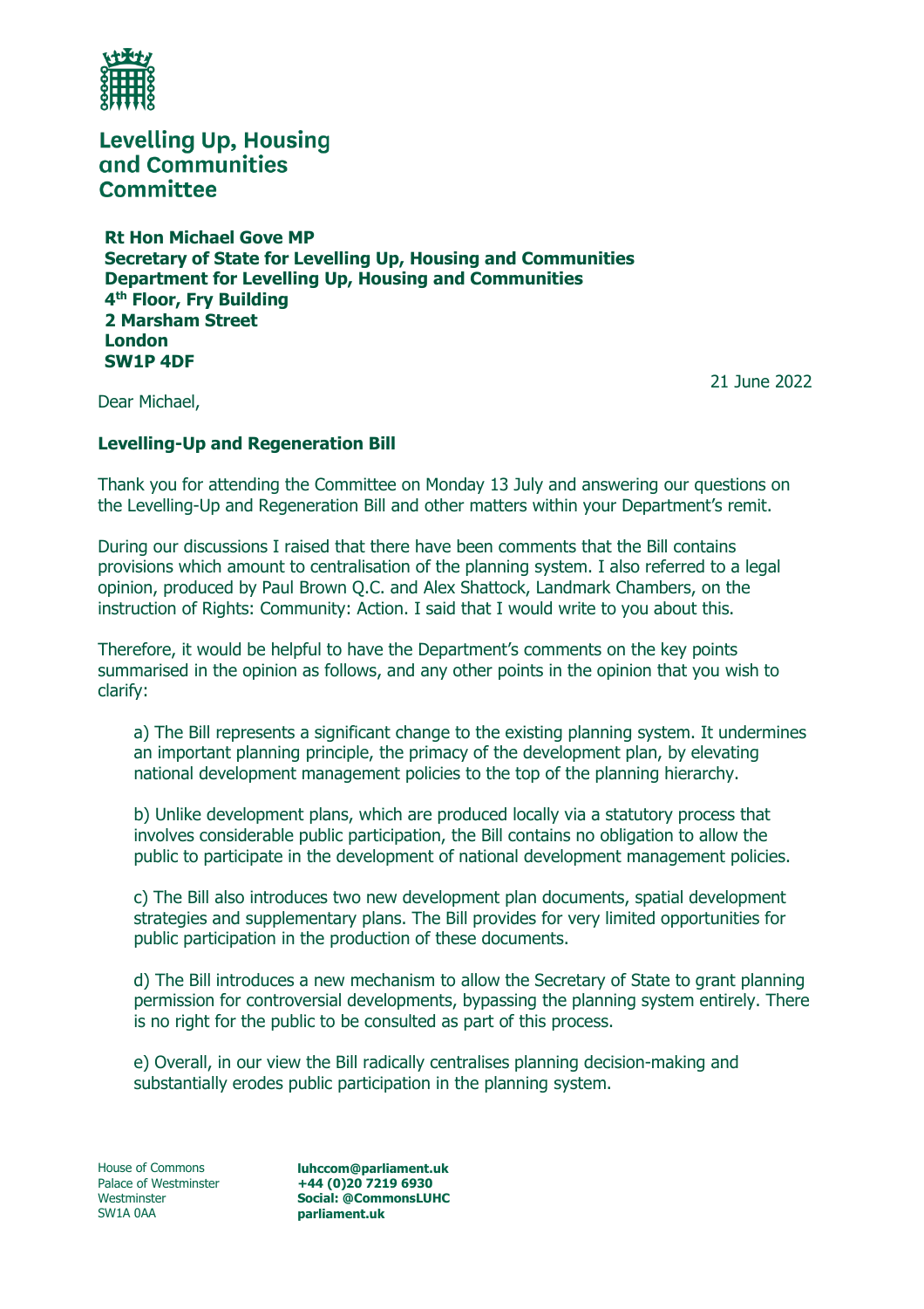# Levelling Up, Housing and Communities Committee

**Rt Hon Michael Gove MP**
**Secretary of State for Levelling Up, Housing and Communities**
**Department for Levelling Up, Housing and Communities**
**4th Floor, Fry Building**
**2 Marsham Street**
**London**
**SW1P 4DF**

21 June 2022

Dear Michael,

**Levelling-Up and Regeneration Bill**

Thank you for attending the Committee on Monday 13 July and answering our questions on the Levelling-Up and Regeneration Bill and other matters within your Department's remit.

During our discussions I raised that there have been comments that the Bill contains provisions which amount to centralisation of the planning system. I also referred to a legal opinion, produced by Paul Brown Q.C. and Alex Shattock, Landmark Chambers, on the instruction of Rights: Community: Action. I said that I would write to you about this.

Therefore, it would be helpful to have the Department's comments on the key points summarised in the opinion as follows, and any other points in the opinion that you wish to clarify:

a) The Bill represents a significant change to the existing planning system. It undermines an important planning principle, the primacy of the development plan, by elevating national development management policies to the top of the planning hierarchy.

b) Unlike development plans, which are produced locally via a statutory process that involves considerable public participation, the Bill contains no obligation to allow the public to participate in the development of national development management policies.

c) The Bill also introduces two new development plan documents, spatial development strategies and supplementary plans. The Bill provides for very limited opportunities for public participation in the production of these documents.

d) The Bill introduces a new mechanism to allow the Secretary of State to grant planning permission for controversial developments, bypassing the planning system entirely. There is no right for the public to be consulted as part of this process.

e) Overall, in our view the Bill radically centralises planning decision-making and substantially erodes public participation in the planning system.

House of Commons
Palace of Westminster
Westminster
SW1A 0AA

**luhccom@parliament.uk**
**+44 (0)20 7219 6930**
**Social: @CommonsLUHC**
**parliament.uk**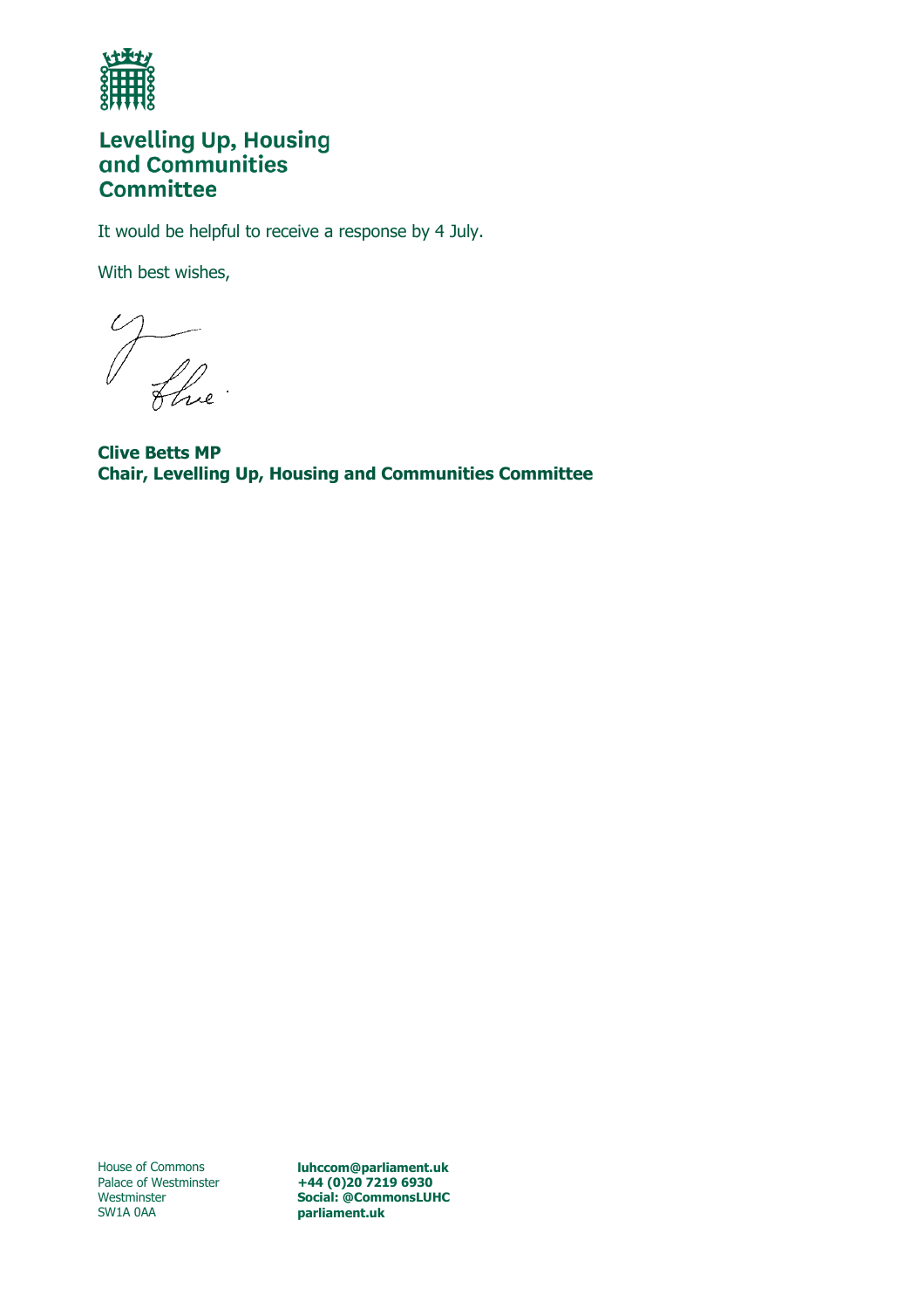**Levelling Up, Housing and Communities Committee**

It would be helpful to receive a response by 4 July.

With best wishes,

**Clive Betts MP**
**Chair, Levelling Up, Housing and Communities Committee**

House of Commons
Palace of Westminster
Westminster
SW1A 0AA

**luhccom@parliament.uk**
**+44 (0)20 7219 6930**
**Social: @CommonsLUHC**
**parliament.uk**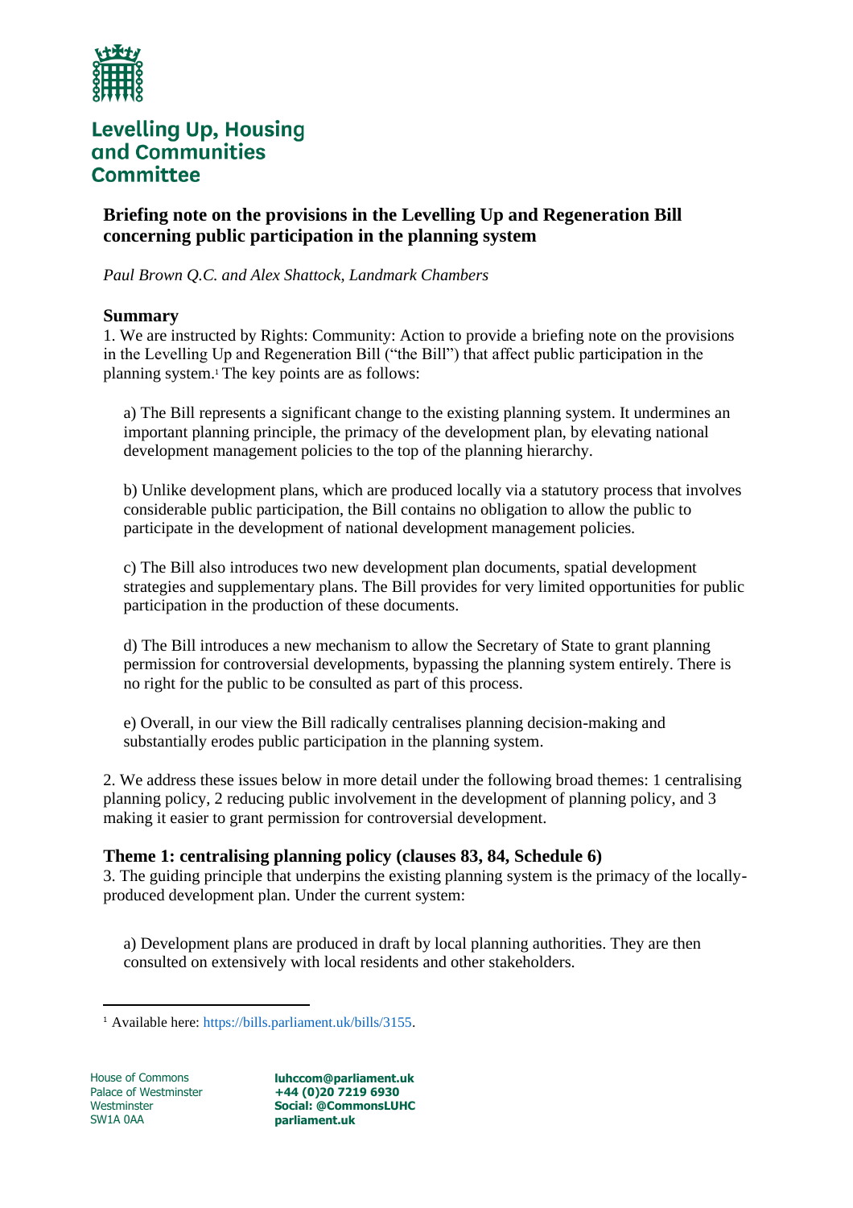# Levelling Up, Housing and Communities Committee

## Briefing note on the provisions in the Levelling Up and Regeneration Bill concerning public participation in the planning system

*Paul Brown Q.C. and Alex Shattock, Landmark Chambers*

### Summary

1. We are instructed by Rights: Community: Action to provide a briefing note on the provisions in the Levelling Up and Regeneration Bill ("the Bill") that affect public participation in the planning system.[1] The key points are as follows:

   a) The Bill represents a significant change to the existing planning system. It undermines an important planning principle, the primacy of the development plan, by elevating national development management policies to the top of the planning hierarchy.

   b) Unlike development plans, which are produced locally via a statutory process that involves considerable public participation, the Bill contains no obligation to allow the public to participate in the development of national development management policies.

   c) The Bill also introduces two new development plan documents, spatial development strategies and supplementary plans. The Bill provides for very limited opportunities for public participation in the production of these documents.

   d) The Bill introduces a new mechanism to allow the Secretary of State to grant planning permission for controversial developments, bypassing the planning system entirely. There is no right for the public to be consulted as part of this process.

   e) Overall, in our view the Bill radically centralises planning decision-making and substantially erodes public participation in the planning system.

2. We address these issues below in more detail under the following broad themes: 1 centralising planning policy, 2 reducing public involvement in the development of planning policy, and 3 making it easier to grant permission for controversial development.

### Theme 1: centralising planning policy (clauses 83, 84, Schedule 6)

3. The guiding principle that underpins the existing planning system is the primacy of the locally-produced development plan. Under the current system:

   a) Development plans are produced in draft by local planning authorities. They are then consulted on extensively with local residents and other stakeholders.

[1] Available here: https://bills.parliament.uk/bills/3155.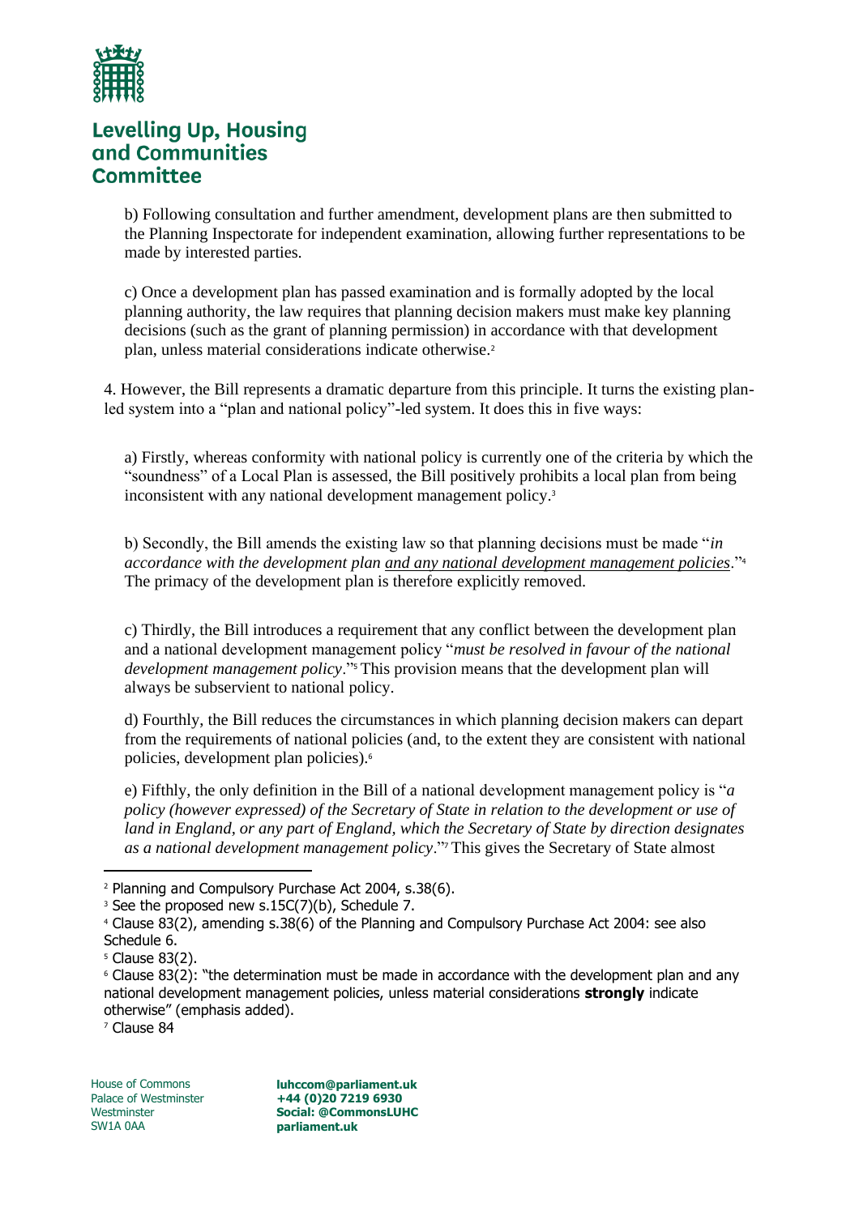b) Following consultation and further amendment, development plans are then submitted to the Planning Inspectorate for independent examination, allowing further representations to be made by interested parties.

c) Once a development plan has passed examination and is formally adopted by the local planning authority, the law requires that planning decision makers must make key planning decisions (such as the grant of planning permission) in accordance with that development plan, unless material considerations indicate otherwise.[2]

4. However, the Bill represents a dramatic departure from this principle. It turns the existing plan-led system into a "plan and national policy"-led system. It does this in five ways:

a) Firstly, whereas conformity with national policy is currently one of the criteria by which the "soundness" of a Local Plan is assessed, the Bill positively prohibits a local plan from being inconsistent with any national development management policy.[3]

b) Secondly, the Bill amends the existing law so that planning decisions must be made "*in accordance with the development plan and any national development management policies*."[4] The primacy of the development plan is therefore explicitly removed.

c) Thirdly, the Bill introduces a requirement that any conflict between the development plan and a national development management policy "*must be resolved in favour of the national development management policy*."[5] This provision means that the development plan will always be subservient to national policy.

d) Fourthly, the Bill reduces the circumstances in which planning decision makers can depart from the requirements of national policies (and, to the extent they are consistent with national policies, development plan policies).[6]

e) Fifthly, the only definition in the Bill of a national development management policy is "*a policy (however expressed) of the Secretary of State in relation to the development or use of land in England, or any part of England, which the Secretary of State by direction designates as a national development management policy*."[7] This gives the Secretary of State almost

---

[2] Planning and Compulsory Purchase Act 2004, s.38(6).

[3] See the proposed new s.15C(7)(b), Schedule 7.

[4] Clause 83(2), amending s.38(6) of the Planning and Compulsory Purchase Act 2004: see also Schedule 6.

[5] Clause 83(2).

[6] Clause 83(2): "the determination must be made in accordance with the development plan and any national development management policies, unless material considerations **strongly** indicate otherwise" (emphasis added).

[7] Clause 84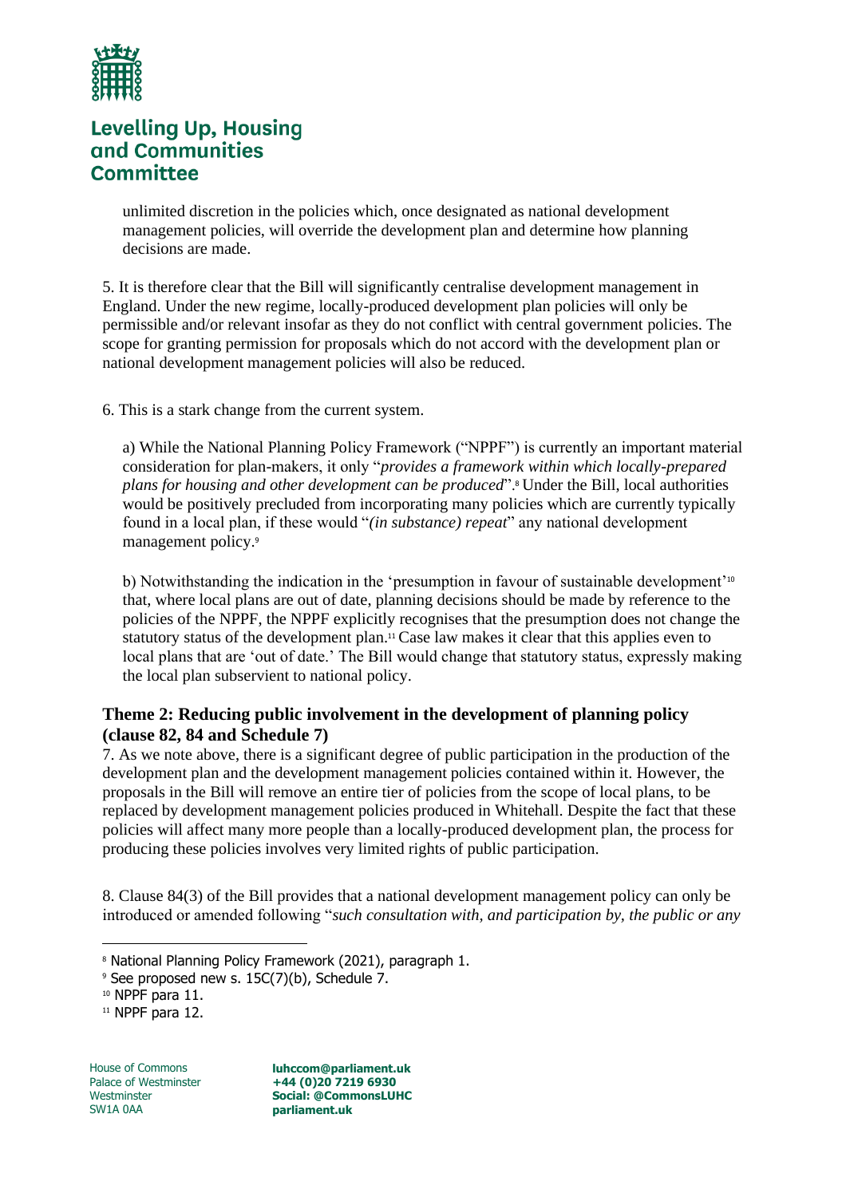unlimited discretion in the policies which, once designated as national development management policies, will override the development plan and determine how planning decisions are made.

5. It is therefore clear that the Bill will significantly centralise development management in England. Under the new regime, locally-produced development plan policies will only be permissible and/or relevant insofar as they do not conflict with central government policies. The scope for granting permission for proposals which do not accord with the development plan or national development management policies will also be reduced.

6. This is a stark change from the current system.

a) While the National Planning Policy Framework ("NPPF") is currently an important material consideration for plan-makers, it only "*provides a framework within which locally-prepared plans for housing and other development can be produced*".[8] Under the Bill, local authorities would be positively precluded from incorporating many policies which are currently typically found in a local plan, if these would "*(in substance) repeat*" any national development management policy.[9]

b) Notwithstanding the indication in the 'presumption in favour of sustainable development'[10] that, where local plans are out of date, planning decisions should be made by reference to the policies of the NPPF, the NPPF explicitly recognises that the presumption does not change the statutory status of the development plan.[11] Case law makes it clear that this applies even to local plans that are 'out of date.' The Bill would change that statutory status, expressly making the local plan subservient to national policy.

### Theme 2: Reducing public involvement in the development of planning policy (clause 82, 84 and Schedule 7)

7. As we note above, there is a significant degree of public participation in the production of the development plan and the development management policies contained within it. However, the proposals in the Bill will remove an entire tier of policies from the scope of local plans, to be replaced by development management policies produced in Whitehall. Despite the fact that these policies will affect many more people than a locally-produced development plan, the process for producing these policies involves very limited rights of public participation.

8. Clause 84(3) of the Bill provides that a national development management policy can only be introduced or amended following "*such consultation with, and participation by, the public or any*

---

[8] National Planning Policy Framework (2021), paragraph 1.

[9] See proposed new s. 15C(7)(b), Schedule 7.

[10] NPPF para 11.

[11] NPPF para 12.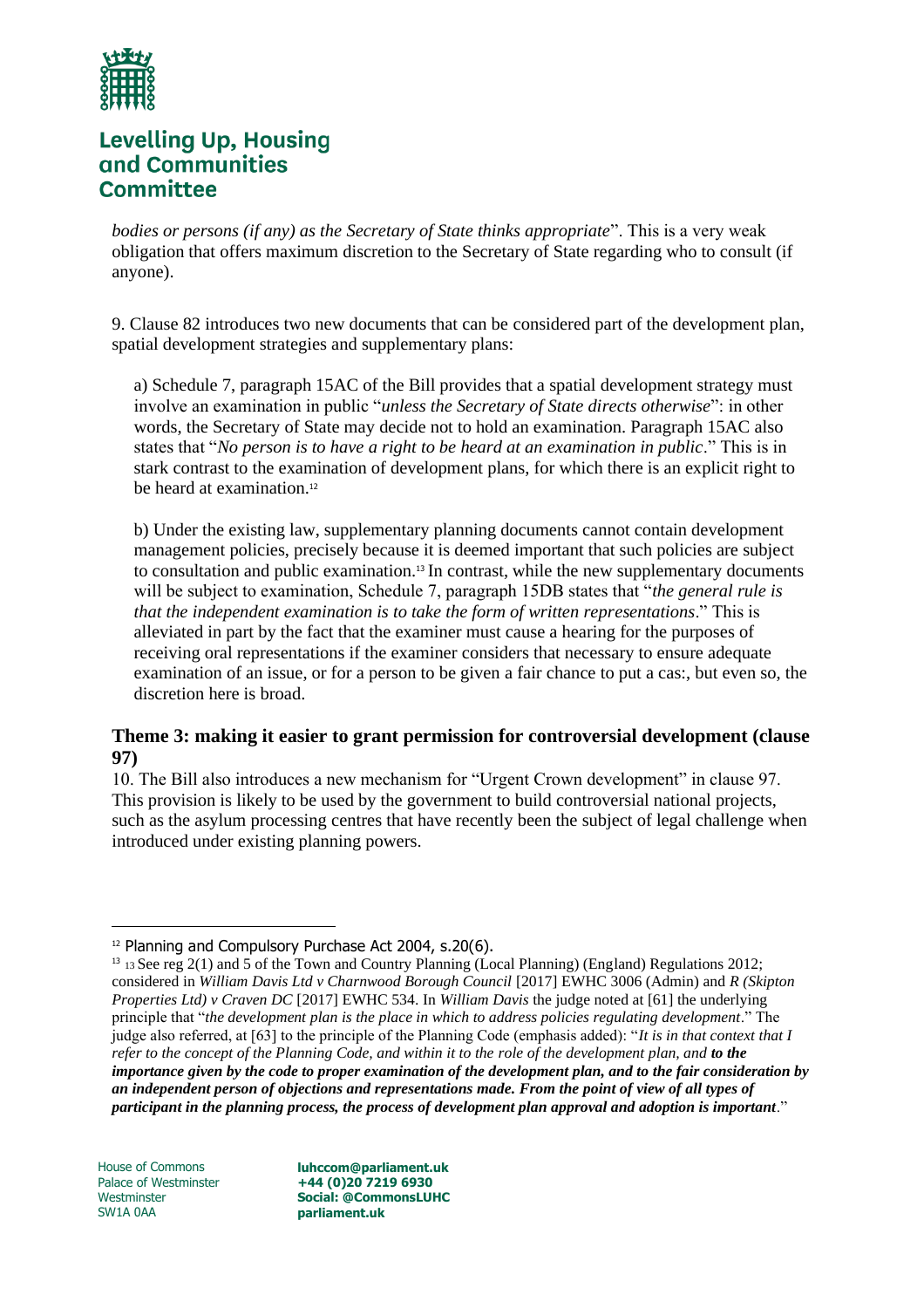*bodies or persons (if any) as the Secretary of State thinks appropriate*". This is a very weak obligation that offers maximum discretion to the Secretary of State regarding who to consult (if anyone).

9. Clause 82 introduces two new documents that can be considered part of the development plan, spatial development strategies and supplementary plans:

a) Schedule 7, paragraph 15AC of the Bill provides that a spatial development strategy must involve an examination in public "*unless the Secretary of State directs otherwise*": in other words, the Secretary of State may decide not to hold an examination. Paragraph 15AC also states that "*No person is to have a right to be heard at an examination in public*." This is in stark contrast to the examination of development plans, for which there is an explicit right to be heard at examination.[12]

b) Under the existing law, supplementary planning documents cannot contain development management policies, precisely because it is deemed important that such policies are subject to consultation and public examination.[13] In contrast, while the new supplementary documents will be subject to examination, Schedule 7, paragraph 15DB states that "*the general rule is that the independent examination is to take the form of written representations*." This is alleviated in part by the fact that the examiner must cause a hearing for the purposes of receiving oral representations if the examiner considers that necessary to ensure adequate examination of an issue, or for a person to be given a fair chance to put a cas:, but even so, the discretion here is broad.

### Theme 3: making it easier to grant permission for controversial development (clause 97)

10. The Bill also introduces a new mechanism for "Urgent Crown development" in clause 97. This provision is likely to be used by the government to build controversial national projects, such as the asylum processing centres that have recently been the subject of legal challenge when introduced under existing planning powers.

---

[12] Planning and Compulsory Purchase Act 2004, s.20(6).

[13] 13 See reg 2(1) and 5 of the Town and Country Planning (Local Planning) (England) Regulations 2012; considered in *William Davis Ltd v Charnwood Borough Council* [2017] EWHC 3006 (Admin) and *R (Skipton Properties Ltd) v Craven DC* [2017] EWHC 534. In *William Davis* the judge noted at [61] the underlying principle that "*the development plan is the place in which to address policies regulating development*." The judge also referred, at [63] to the principle of the Planning Code (emphasis added): "*It is in that context that I refer to the concept of the Planning Code, and within it to the role of the development plan, and* ***to the importance given by the code to proper examination of the development plan, and to the fair consideration by an independent person of objections and representations made. From the point of view of all types of participant in the planning process, the process of development plan approval and adoption is important***."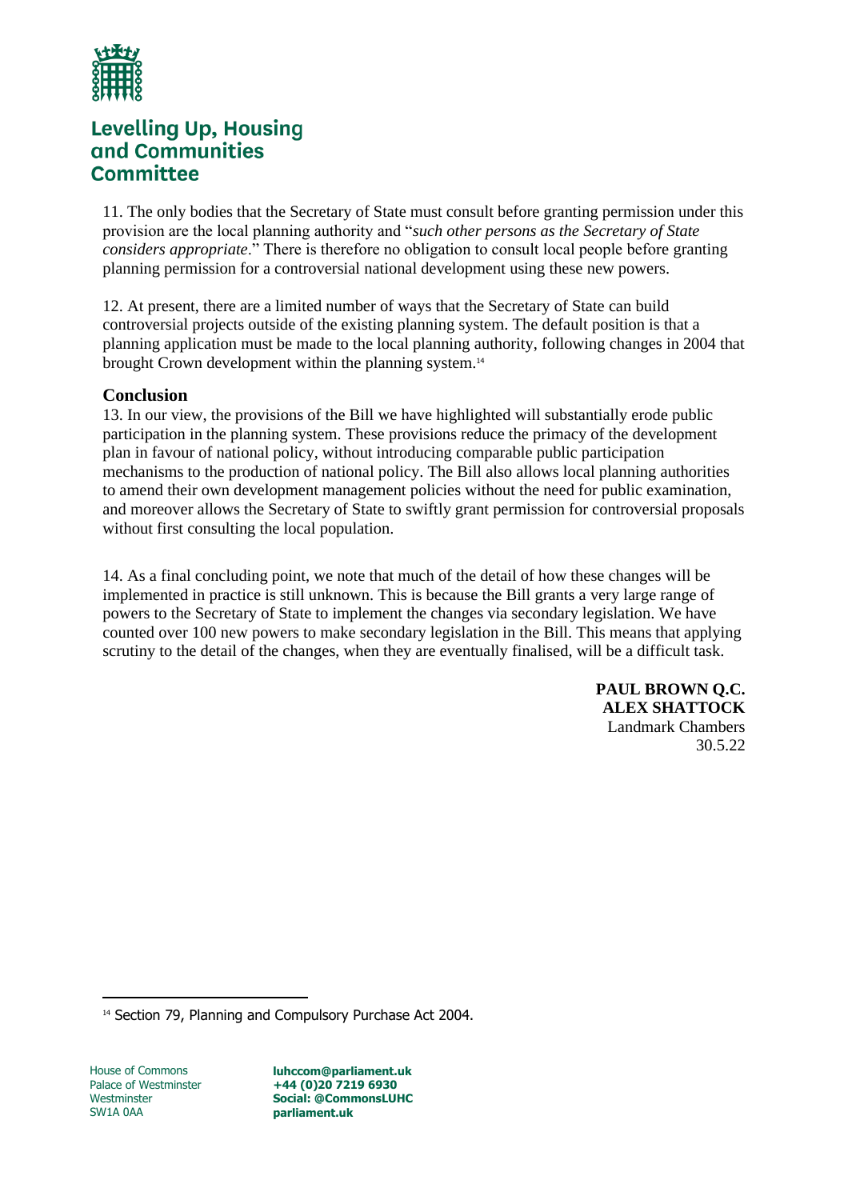11. The only bodies that the Secretary of State must consult before granting permission under this provision are the local planning authority and "*such other persons as the Secretary of State considers appropriate*." There is therefore no obligation to consult local people before granting planning permission for a controversial national development using these new powers.

12. At present, there are a limited number of ways that the Secretary of State can build controversial projects outside of the existing planning system. The default position is that a planning application must be made to the local planning authority, following changes in 2004 that brought Crown development within the planning system.[14]

## Conclusion

13. In our view, the provisions of the Bill we have highlighted will substantially erode public participation in the planning system. These provisions reduce the primacy of the development plan in favour of national policy, without introducing comparable public participation mechanisms to the production of national policy. The Bill also allows local planning authorities to amend their own development management policies without the need for public examination, and moreover allows the Secretary of State to swiftly grant permission for controversial proposals without first consulting the local population.

14. As a final concluding point, we note that much of the detail of how these changes will be implemented in practice is still unknown. This is because the Bill grants a very large range of powers to the Secretary of State to implement the changes via secondary legislation. We have counted over 100 new powers to make secondary legislation in the Bill. This means that applying scrutiny to the detail of the changes, when they are eventually finalised, will be a difficult task.

**PAUL BROWN Q.C.**
**ALEX SHATTOCK**
Landmark Chambers
30.5.22

[14] Section 79, Planning and Compulsory Purchase Act 2004.